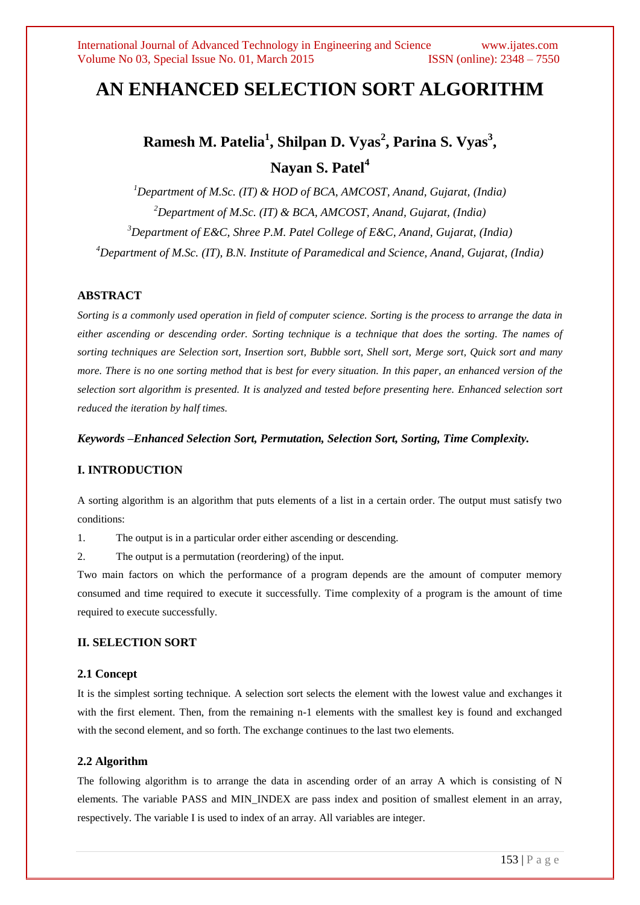# AN ENHANCED SELECTION SORT ALGORITHM

**Ramesh M. Patelia[1], Shilpan D. Vyas[2], Parina S. Vyas[3], Nayan S. Patel[4]**

[1]*Department of M.Sc. (IT) & HOD of BCA, AMCOST, Anand, Gujarat, (India)*
[2]*Department of M.Sc. (IT) & BCA, AMCOST, Anand, Gujarat, (India)*
[3]*Department of E&C, Shree P.M. Patel College of E&C, Anand, Gujarat, (India)*
[4]*Department of M.Sc. (IT), B.N. Institute of Paramedical and Science, Anand, Gujarat, (India)*

## ABSTRACT

*Sorting is a commonly used operation in field of computer science. Sorting is the process to arrange the data in either ascending or descending order. Sorting technique is a technique that does the sorting. The names of sorting techniques are Selection sort, Insertion sort, Bubble sort, Shell sort, Merge sort, Quick sort and many more. There is no one sorting method that is best for every situation. In this paper, an enhanced version of the selection sort algorithm is presented. It is analyzed and tested before presenting here. Enhanced selection sort reduced the iteration by half times.*

***Keywords –Enhanced Selection Sort, Permutation, Selection Sort, Sorting, Time Complexity.***

## I. INTRODUCTION

A sorting algorithm is an algorithm that puts elements of a list in a certain order. The output must satisfy two conditions:

1. The output is in a particular order either ascending or descending.
2. The output is a permutation (reordering) of the input.

Two main factors on which the performance of a program depends are the amount of computer memory consumed and time required to execute it successfully. Time complexity of a program is the amount of time required to execute successfully.

## II. SELECTION SORT

### 2.1 Concept

It is the simplest sorting technique. A selection sort selects the element with the lowest value and exchanges it with the first element. Then, from the remaining n-1 elements with the smallest key is found and exchanged with the second element, and so forth. The exchange continues to the last two elements.

### 2.2 Algorithm

The following algorithm is to arrange the data in ascending order of an array A which is consisting of N elements. The variable PASS and MIN_INDEX are pass index and position of smallest element in an array, respectively. The variable I is used to index of an array. All variables are integer.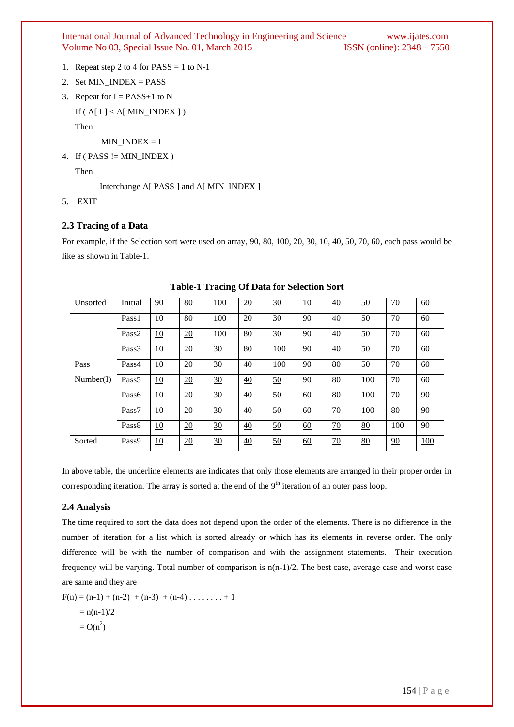1. Repeat step 2 to 4 for PASS = 1 to N-1
2. Set MIN_INDEX = PASS
3. Repeat for I = PASS+1 to N

   If ( A[ I ] < A[ MIN_INDEX ] )

   Then

   MIN_INDEX = I
4. If ( PASS != MIN_INDEX )

   Then

   Interchange A[ PASS ] and A[ MIN_INDEX ]
5. EXIT

### 2.3 Tracing of a Data

For example, if the Selection sort were used on array, 90, 80, 100, 20, 30, 10, 40, 50, 70, 60, each pass would be like as shown in Table-1.

**Table-1 Tracing Of Data for Selection Sort**

| Unsorted | Initial | 90 | 80 | 100 | 20 | 30 | 10 | 40 | 50 | 70 | 60 |
|---|---|---|---|---|---|---|---|---|---|---|---|
| | Pass1 | <u>10</u> | 80 | 100 | 20 | 30 | 90 | 40 | 50 | 70 | 60 |
| | Pass2 | <u>10</u> | <u>20</u> | 100 | 80 | 30 | 90 | 40 | 50 | 70 | 60 |
| | Pass3 | <u>10</u> | <u>20</u> | <u>30</u> | 80 | 100 | 90 | 40 | 50 | 70 | 60 |
| Pass | Pass4 | <u>10</u> | <u>20</u> | <u>30</u> | <u>40</u> | 100 | 90 | 80 | 50 | 70 | 60 |
| Number(I) | Pass5 | <u>10</u> | <u>20</u> | <u>30</u> | <u>40</u> | <u>50</u> | 90 | 80 | 100 | 70 | 60 |
| | Pass6 | <u>10</u> | <u>20</u> | <u>30</u> | <u>40</u> | <u>50</u> | <u>60</u> | 80 | 100 | 70 | 90 |
| | Pass7 | <u>10</u> | <u>20</u> | <u>30</u> | <u>40</u> | <u>50</u> | <u>60</u> | <u>70</u> | 100 | 80 | 90 |
| | Pass8 | <u>10</u> | <u>20</u> | <u>30</u> | <u>40</u> | <u>50</u> | <u>60</u> | <u>70</u> | <u>80</u> | 100 | 90 |
| Sorted | Pass9 | <u>10</u> | <u>20</u> | <u>30</u> | <u>40</u> | <u>50</u> | <u>60</u> | <u>70</u> | <u>80</u> | <u>90</u> | <u>100</u> |

In above table, the underline elements are indicates that only those elements are arranged in their proper order in corresponding iteration. The array is sorted at the end of the $9^{th}$ iteration of an outer pass loop.

### 2.4 Analysis

The time required to sort the data does not depend upon the order of the elements. There is no difference in the number of iteration for a list which is sorted already or which has its elements in reverse order. The only difference will be with the number of comparison and with the assignment statements. Their execution frequency will be varying. Total number of comparison is n(n-1)/2. The best case, average case and worst case are same and they are

$$F(n) = (n-1) + (n-2) + (n-3) + (n-4) \ldots\ldots\ldots + 1$$

$$= n(n-1)/2$$

$$= O(n^2)$$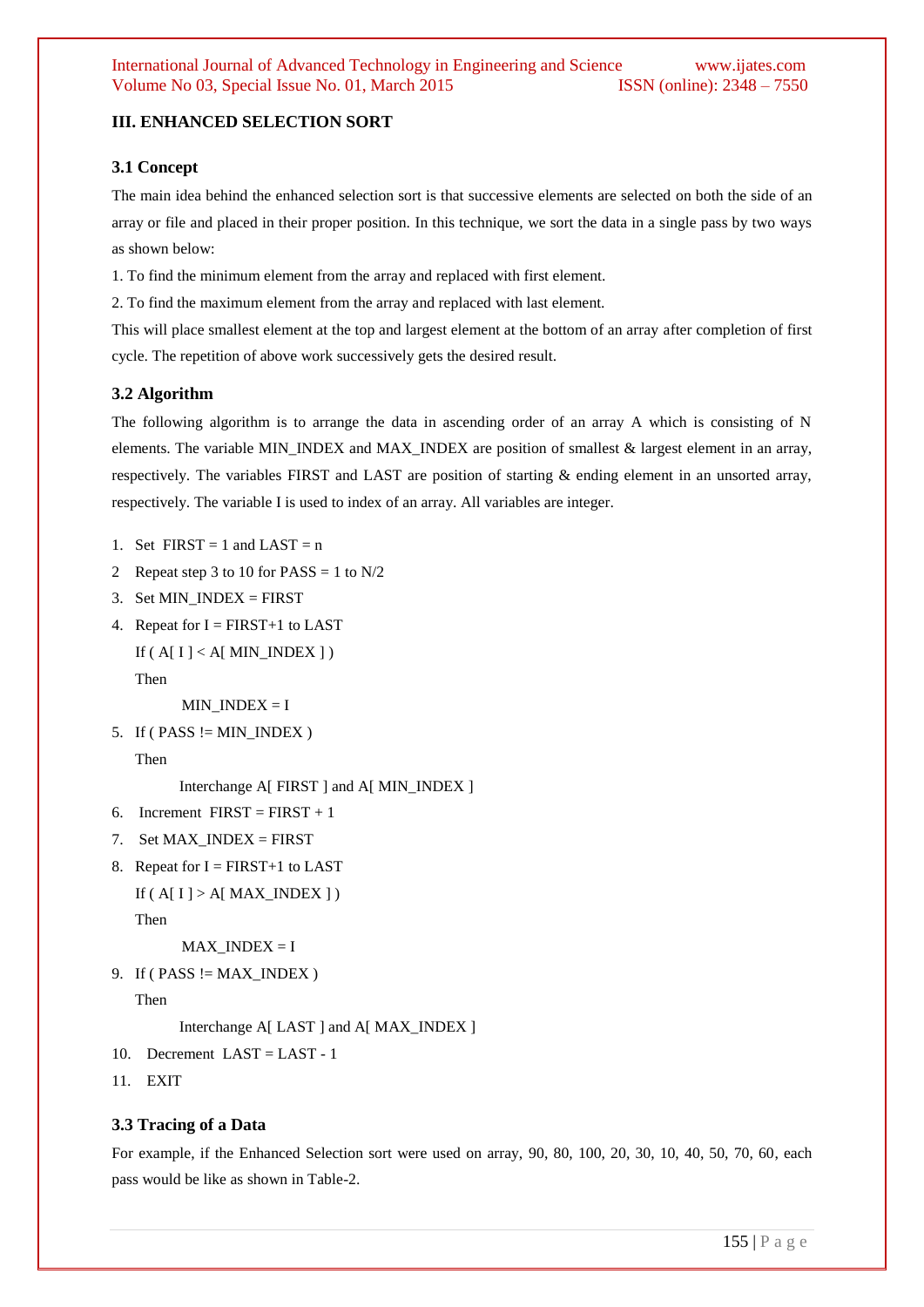## III. ENHANCED SELECTION SORT

### 3.1 Concept

The main idea behind the enhanced selection sort is that successive elements are selected on both the side of an array or file and placed in their proper position. In this technique, we sort the data in a single pass by two ways as shown below:

1. To find the minimum element from the array and replaced with first element.
2. To find the maximum element from the array and replaced with last element.

This will place smallest element at the top and largest element at the bottom of an array after completion of first cycle. The repetition of above work successively gets the desired result.

### 3.2 Algorithm

The following algorithm is to arrange the data in ascending order of an array A which is consisting of N elements. The variable MIN_INDEX and MAX_INDEX are position of smallest & largest element in an array, respectively. The variables FIRST and LAST are position of starting & ending element in an unsorted array, respectively. The variable I is used to index of an array. All variables are integer.

```
1.  Set  FIRST = 1 and LAST = n
2   Repeat step 3 to 10 for PASS = 1 to N/2
3.  Set MIN_INDEX = FIRST
4.  Repeat for I = FIRST+1 to LAST
    If ( A[ I ] < A[ MIN_INDEX ] )
    Then
          MIN_INDEX = I
5.  If ( PASS != MIN_INDEX )
    Then
          Interchange A[ FIRST ] and A[ MIN_INDEX ]
6.  Increment  FIRST = FIRST + 1
7.  Set MAX_INDEX = FIRST
8.  Repeat for I = FIRST+1 to LAST
    If ( A[ I ] > A[ MAX_INDEX ] )
    Then
          MAX_INDEX = I
9.  If ( PASS != MAX_INDEX )
    Then
          Interchange A[ LAST ] and A[ MAX_INDEX ]
10. Decrement  LAST = LAST - 1
11. EXIT
```

### 3.3 Tracing of a Data

For example, if the Enhanced Selection sort were used on array, 90, 80, 100, 20, 30, 10, 40, 50, 70, 60, each pass would be like as shown in Table-2.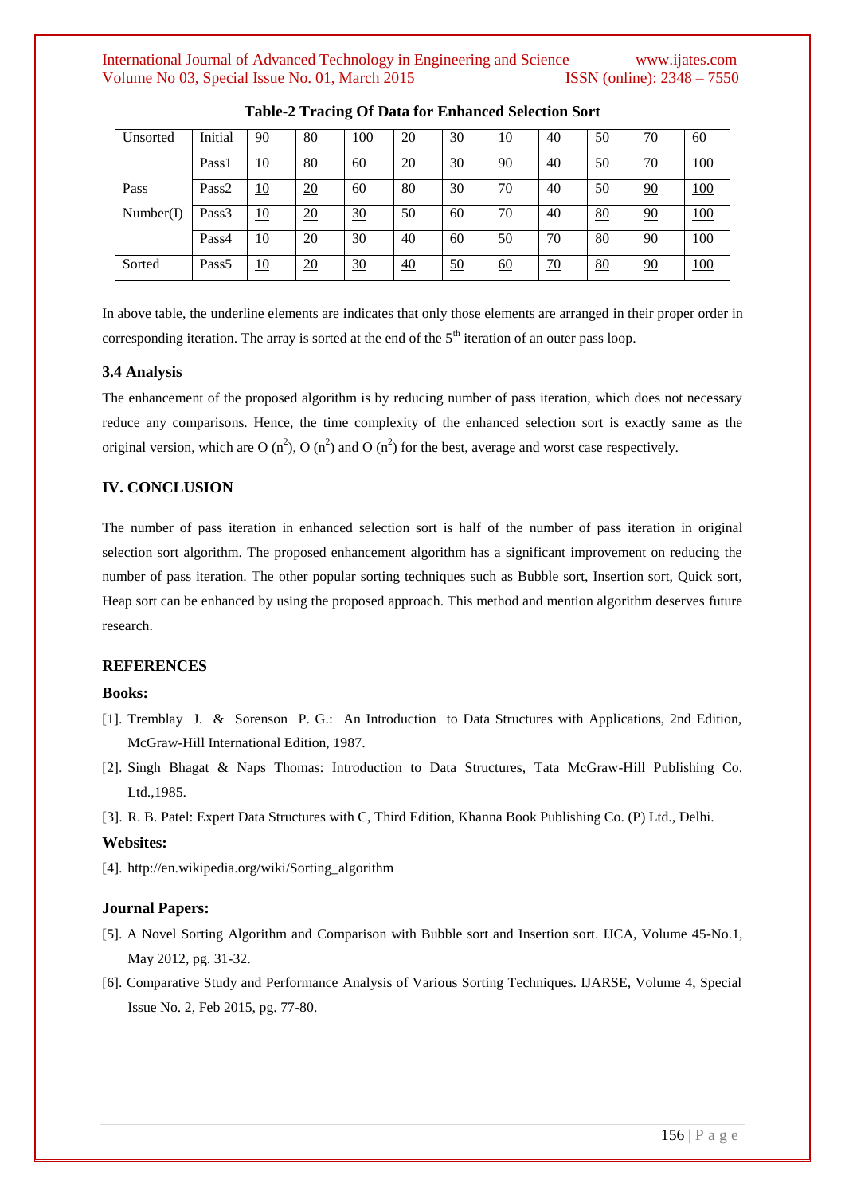**Table-2 Tracing Of Data for Enhanced Selection Sort**

| Unsorted | Initial | 90 | 80 | 100 | 20 | 30 | 10 | 40 | 50 | 70 | 60 |
|---|---|---|---|---|---|---|---|---|---|---|---|
| Pass Number(I) | Pass1 | <u>10</u> | 80 | 60 | 20 | 30 | 90 | 40 | 50 | 70 | <u>100</u> |
| | Pass2 | <u>10</u> | <u>20</u> | 60 | 80 | 30 | 70 | 40 | 50 | <u>90</u> | <u>100</u> |
| | Pass3 | <u>10</u> | <u>20</u> | <u>30</u> | 50 | 60 | 70 | 40 | <u>80</u> | <u>90</u> | <u>100</u> |
| | Pass4 | <u>10</u> | <u>20</u> | <u>30</u> | <u>40</u> | 60 | 50 | <u>70</u> | <u>80</u> | <u>90</u> | <u>100</u> |
| Sorted | Pass5 | <u>10</u> | <u>20</u> | <u>30</u> | <u>40</u> | <u>50</u> | <u>60</u> | <u>70</u> | <u>80</u> | <u>90</u> | <u>100</u> |

In above table, the underline elements are indicates that only those elements are arranged in their proper order in corresponding iteration. The array is sorted at the end of the 5$^{th}$ iteration of an outer pass loop.

### 3.4 Analysis

The enhancement of the proposed algorithm is by reducing number of pass iteration, which does not necessary reduce any comparisons. Hence, the time complexity of the enhanced selection sort is exactly same as the original version, which are O $(n^2)$, O $(n^2)$ and O $(n^2)$ for the best, average and worst case respectively.

## IV. CONCLUSION

The number of pass iteration in enhanced selection sort is half of the number of pass iteration in original selection sort algorithm. The proposed enhancement algorithm has a significant improvement on reducing the number of pass iteration. The other popular sorting techniques such as Bubble sort, Insertion sort, Quick sort, Heap sort can be enhanced by using the proposed approach. This method and mention algorithm deserves future research.

## REFERENCES

### Books:

[1]. Tremblay J. & Sorenson P. G.: An Introduction to Data Structures with Applications, 2nd Edition, McGraw-Hill International Edition, 1987.

[2]. Singh Bhagat & Naps Thomas: Introduction to Data Structures, Tata McGraw-Hill Publishing Co. Ltd.,1985.

[3]. R. B. Patel: Expert Data Structures with C, Third Edition, Khanna Book Publishing Co. (P) Ltd., Delhi.

### Websites:

[4]. http://en.wikipedia.org/wiki/Sorting_algorithm

### Journal Papers:

[5]. A Novel Sorting Algorithm and Comparison with Bubble sort and Insertion sort. IJCA, Volume 45-No.1, May 2012, pg. 31-32.

[6]. Comparative Study and Performance Analysis of Various Sorting Techniques. IJARSE, Volume 4, Special Issue No. 2, Feb 2015, pg. 77-80.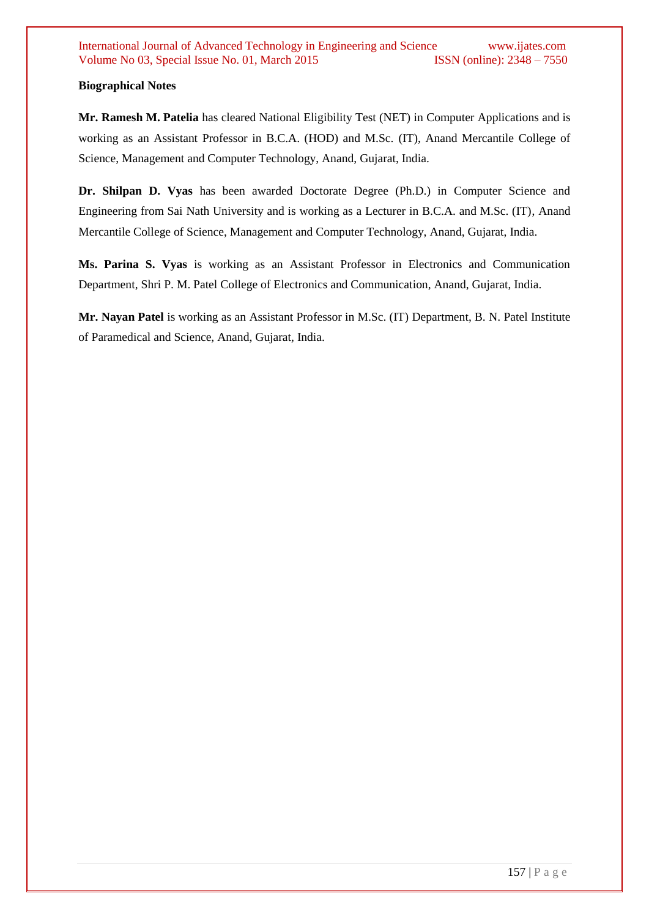**Biographical Notes**

**Mr. Ramesh M. Patelia** has cleared National Eligibility Test (NET) in Computer Applications and is working as an Assistant Professor in B.C.A. (HOD) and M.Sc. (IT), Anand Mercantile College of Science, Management and Computer Technology, Anand, Gujarat, India.

**Dr. Shilpan D. Vyas** has been awarded Doctorate Degree (Ph.D.) in Computer Science and Engineering from Sai Nath University and is working as a Lecturer in B.C.A. and M.Sc. (IT), Anand Mercantile College of Science, Management and Computer Technology, Anand, Gujarat, India.

**Ms. Parina S. Vyas** is working as an Assistant Professor in Electronics and Communication Department, Shri P. M. Patel College of Electronics and Communication, Anand, Gujarat, India.

**Mr. Nayan Patel** is working as an Assistant Professor in M.Sc. (IT) Department, B. N. Patel Institute of Paramedical and Science, Anand, Gujarat, India.